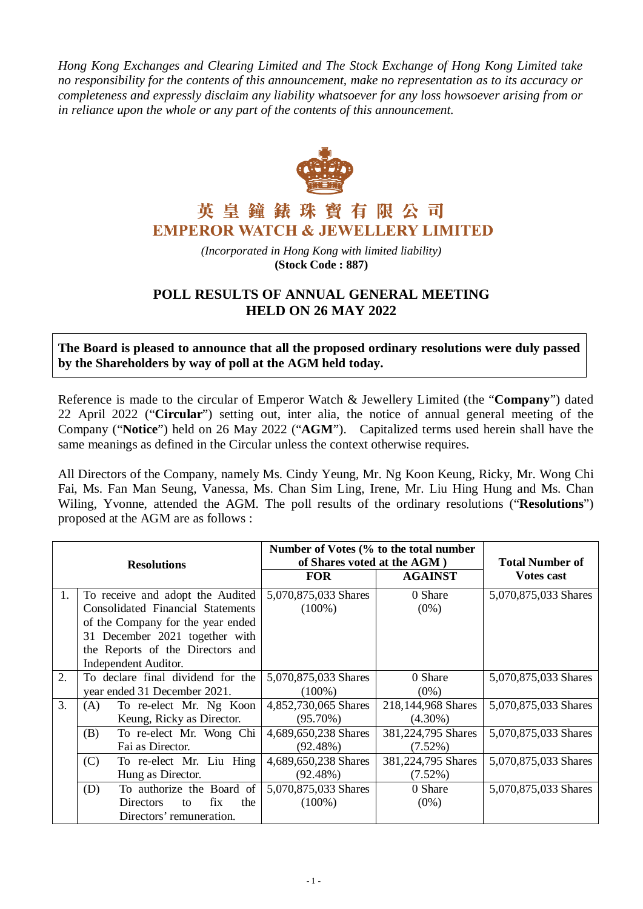*Hong Kong Exchanges and Clearing Limited and The Stock Exchange of Hong Kong Limited take no responsibility for the contents of this announcement, make no representation as to its accuracy or completeness and expressly disclaim any liability whatsoever for any loss howsoever arising from or in reliance upon the whole or any part of the contents of this announcement.*

# 英皇鐘錶珠寶有限公司
# EMPEROR WATCH & JEWELLERY LIMITED

*(Incorporated in Hong Kong with limited liability)*
**(Stock Code : 887)**

## POLL RESULTS OF ANNUAL GENERAL MEETING HELD ON 26 MAY 2022

**The Board is pleased to announce that all the proposed ordinary resolutions were duly passed by the Shareholders by way of poll at the AGM held today.**

Reference is made to the circular of Emperor Watch & Jewellery Limited (the "**Company**") dated 22 April 2022 ("**Circular**") setting out, inter alia, the notice of annual general meeting of the Company ("**Notice**") held on 26 May 2022 ("**AGM**"). Capitalized terms used herein shall have the same meanings as defined in the Circular unless the context otherwise requires.

All Directors of the Company, namely Ms. Cindy Yeung, Mr. Ng Koon Keung, Ricky, Mr. Wong Chi Fai, Ms. Fan Man Seung, Vanessa, Ms. Chan Sim Ling, Irene, Mr. Liu Hing Hung and Ms. Chan Wiling, Yvonne, attended the AGM. The poll results of the ordinary resolutions ("**Resolutions**") proposed at the AGM are as follows :

| Resolutions | | Number of Votes (% to the total number of Shares voted at the AGM ) | | Total Number of Votes cast |
|---|---|---|---|---|
| | | **FOR** | **AGAINST** | |
| 1. | To receive and adopt the Audited Consolidated Financial Statements of the Company for the year ended 31 December 2021 together with the Reports of the Directors and Independent Auditor. | 5,070,875,033 Shares (100%) | 0 Share (0%) | 5,070,875,033 Shares |
| 2. | To declare final dividend for the year ended 31 December 2021. | 5,070,875,033 Shares (100%) | 0 Share (0%) | 5,070,875,033 Shares |
| 3. | (A) To re-elect Mr. Ng Koon Keung, Ricky as Director. | 4,852,730,065 Shares (95.70%) | 218,144,968 Shares (4.30%) | 5,070,875,033 Shares |
| | (B) To re-elect Mr. Wong Chi Fai as Director. | 4,689,650,238 Shares (92.48%) | 381,224,795 Shares (7.52%) | 5,070,875,033 Shares |
| | (C) To re-elect Mr. Liu Hing Hung as Director. | 4,689,650,238 Shares (92.48%) | 381,224,795 Shares (7.52%) | 5,070,875,033 Shares |
| | (D) To authorize the Board of Directors to fix the Directors' remuneration. | 5,070,875,033 Shares (100%) | 0 Share (0%) | 5,070,875,033 Shares |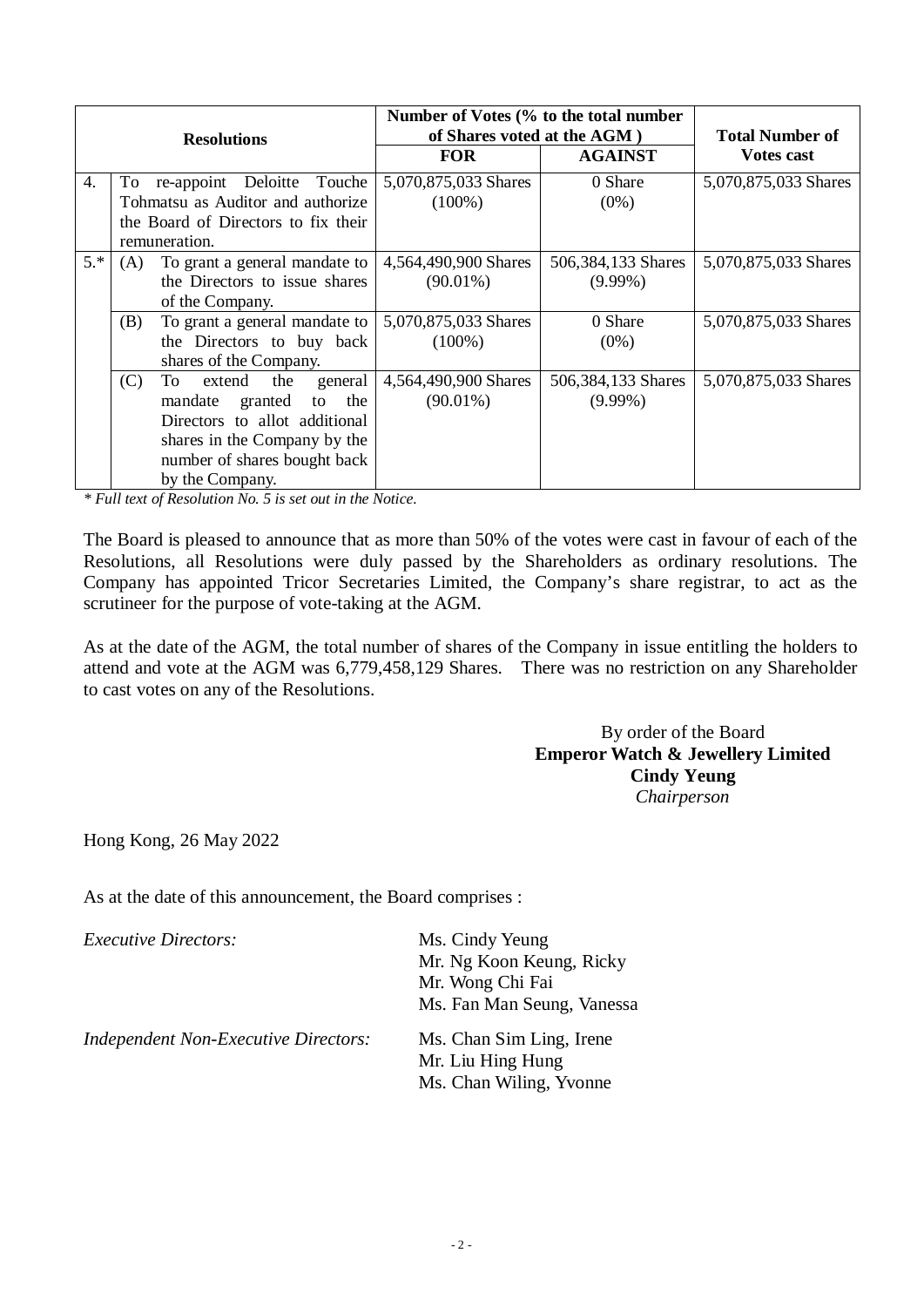| Resolutions | | Number of Votes (% to the total number of Shares voted at the AGM ) | | Total Number of Votes cast |
|---|---|---|---|---|
| | | FOR | AGAINST | |
| 4. | To re-appoint Deloitte Touche Tohmatsu as Auditor and authorize the Board of Directors to fix their remuneration. | 5,070,875,033 Shares (100%) | 0 Share (0%) | 5,070,875,033 Shares |
| 5.* | (A) To grant a general mandate to the Directors to issue shares of the Company. | 4,564,490,900 Shares (90.01%) | 506,384,133 Shares (9.99%) | 5,070,875,033 Shares |
| | (B) To grant a general mandate to the Directors to buy back shares of the Company. | 5,070,875,033 Shares (100%) | 0 Share (0%) | 5,070,875,033 Shares |
| | (C) To extend the general mandate granted to the Directors to allot additional shares in the Company by the number of shares bought back by the Company. | 4,564,490,900 Shares (90.01%) | 506,384,133 Shares (9.99%) | 5,070,875,033 Shares |

*\* Full text of Resolution No. 5 is set out in the Notice.*

The Board is pleased to announce that as more than 50% of the votes were cast in favour of each of the Resolutions, all Resolutions were duly passed by the Shareholders as ordinary resolutions. The Company has appointed Tricor Secretaries Limited, the Company's share registrar, to act as the scrutineer for the purpose of vote-taking at the AGM.

As at the date of the AGM, the total number of shares of the Company in issue entitling the holders to attend and vote at the AGM was 6,779,458,129 Shares. There was no restriction on any Shareholder to cast votes on any of the Resolutions.

By order of the Board
**Emperor Watch & Jewellery Limited**
**Cindy Yeung**
*Chairperson*

Hong Kong, 26 May 2022

As at the date of this announcement, the Board comprises :

*Executive Directors:*
Ms. Cindy Yeung
Mr. Ng Koon Keung, Ricky
Mr. Wong Chi Fai
Ms. Fan Man Seung, Vanessa

*Independent Non-Executive Directors:*
Ms. Chan Sim Ling, Irene
Mr. Liu Hing Hung
Ms. Chan Wiling, Yvonne